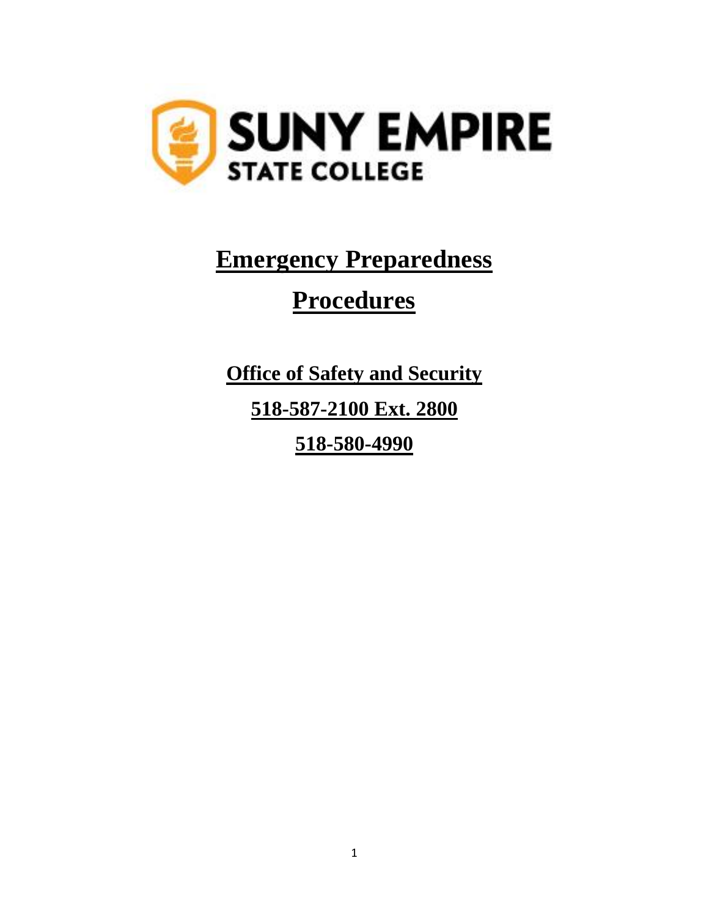SUNY EMPIRE STATE COLLEGE

# Emergency Preparedness Procedures

**Office of Safety and Security**

**518-587-2100 Ext. 2800**

**518-580-4990**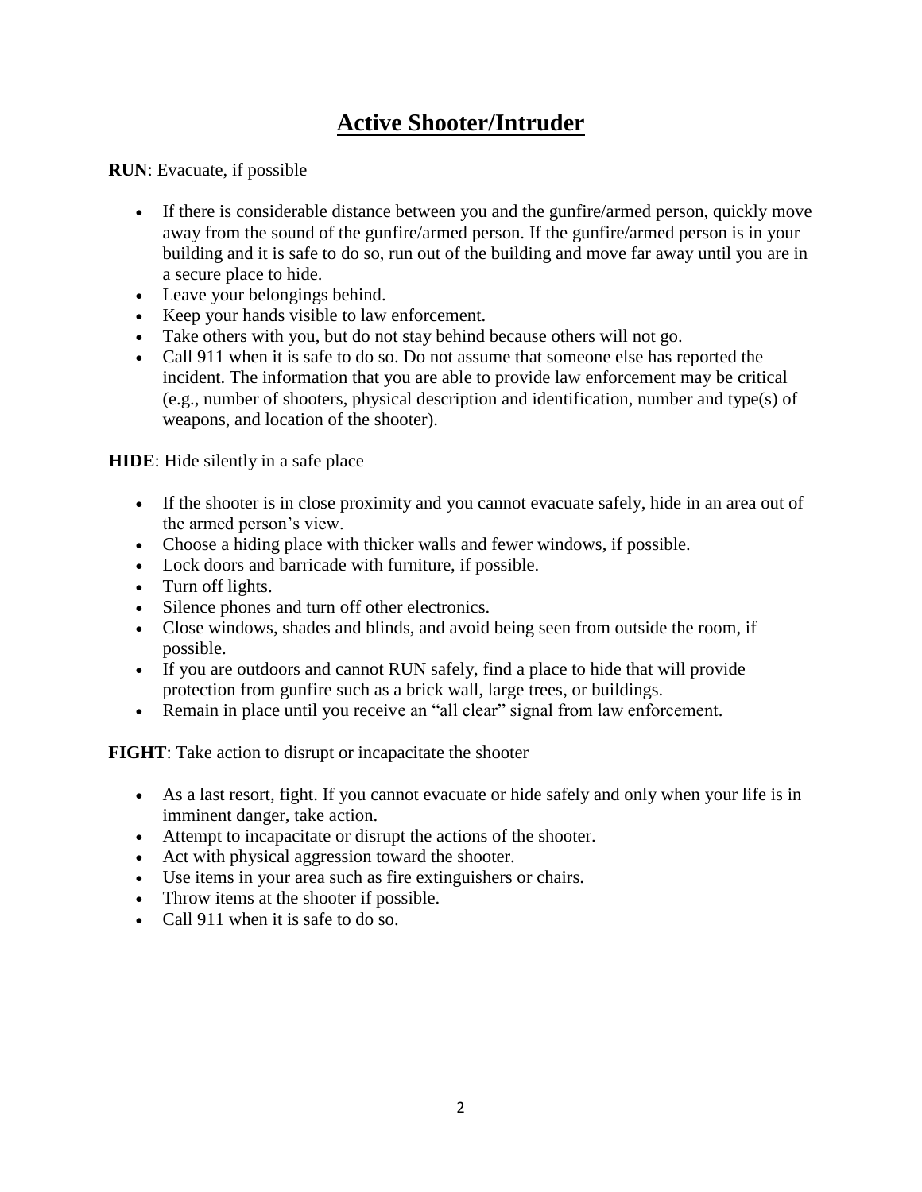# Active Shooter/Intruder

**RUN**: Evacuate, if possible

- If there is considerable distance between you and the gunfire/armed person, quickly move away from the sound of the gunfire/armed person. If the gunfire/armed person is in your building and it is safe to do so, run out of the building and move far away until you are in a secure place to hide.
- Leave your belongings behind.
- Keep your hands visible to law enforcement.
- Take others with you, but do not stay behind because others will not go.
- Call 911 when it is safe to do so. Do not assume that someone else has reported the incident. The information that you are able to provide law enforcement may be critical (e.g., number of shooters, physical description and identification, number and type(s) of weapons, and location of the shooter).

**HIDE**: Hide silently in a safe place

- If the shooter is in close proximity and you cannot evacuate safely, hide in an area out of the armed person's view.
- Choose a hiding place with thicker walls and fewer windows, if possible.
- Lock doors and barricade with furniture, if possible.
- Turn off lights.
- Silence phones and turn off other electronics.
- Close windows, shades and blinds, and avoid being seen from outside the room, if possible.
- If you are outdoors and cannot RUN safely, find a place to hide that will provide protection from gunfire such as a brick wall, large trees, or buildings.
- Remain in place until you receive an "all clear" signal from law enforcement.

**FIGHT**: Take action to disrupt or incapacitate the shooter

- As a last resort, fight. If you cannot evacuate or hide safely and only when your life is in imminent danger, take action.
- Attempt to incapacitate or disrupt the actions of the shooter.
- Act with physical aggression toward the shooter.
- Use items in your area such as fire extinguishers or chairs.
- Throw items at the shooter if possible.
- Call 911 when it is safe to do so.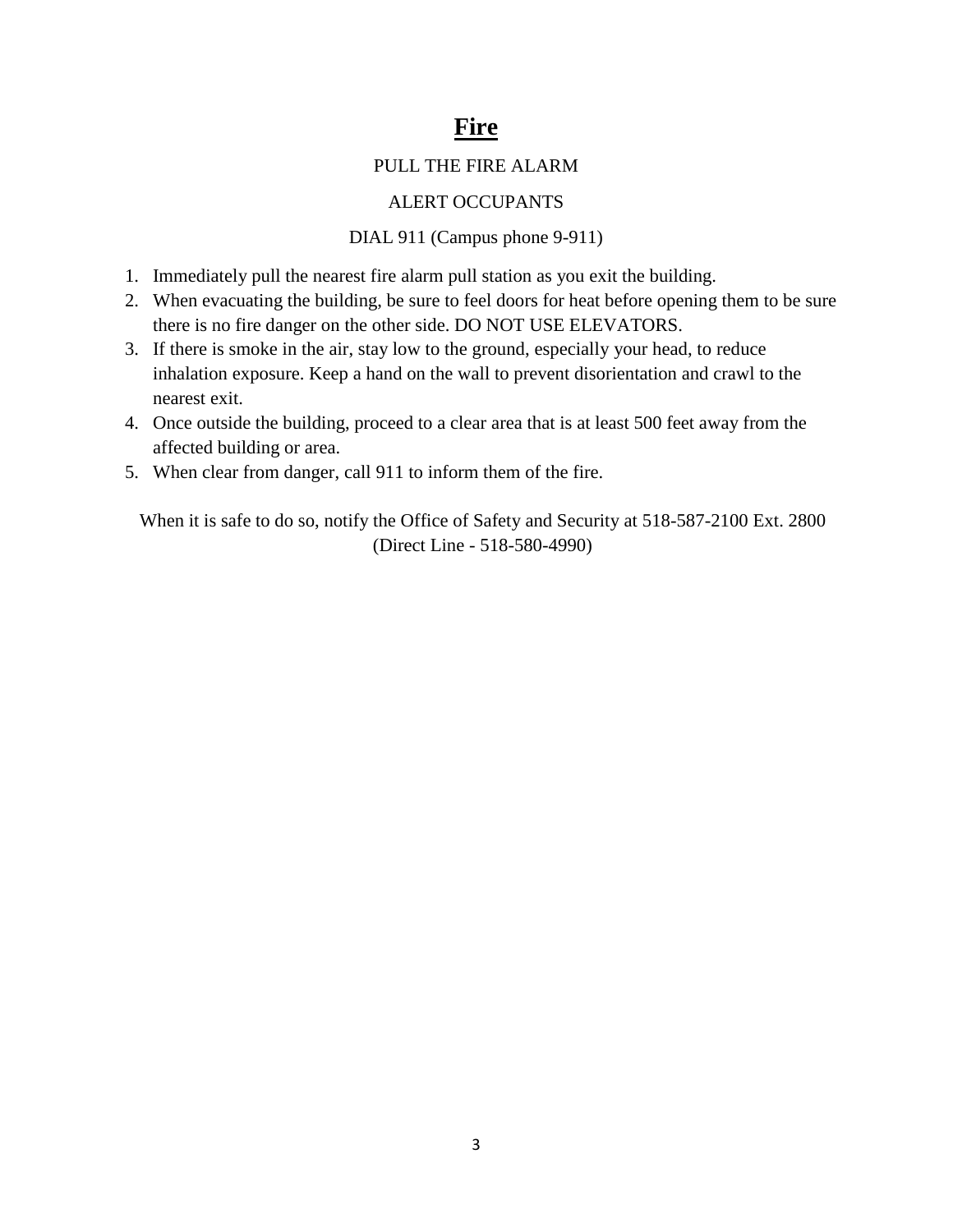# Fire

PULL THE FIRE ALARM

ALERT OCCUPANTS

DIAL 911 (Campus phone 9-911)

1. Immediately pull the nearest fire alarm pull station as you exit the building.
2. When evacuating the building, be sure to feel doors for heat before opening them to be sure there is no fire danger on the other side. DO NOT USE ELEVATORS.
3. If there is smoke in the air, stay low to the ground, especially your head, to reduce inhalation exposure. Keep a hand on the wall to prevent disorientation and crawl to the nearest exit.
4. Once outside the building, proceed to a clear area that is at least 500 feet away from the affected building or area.
5. When clear from danger, call 911 to inform them of the fire.

When it is safe to do so, notify the Office of Safety and Security at 518-587-2100 Ext. 2800 (Direct Line - 518-580-4990)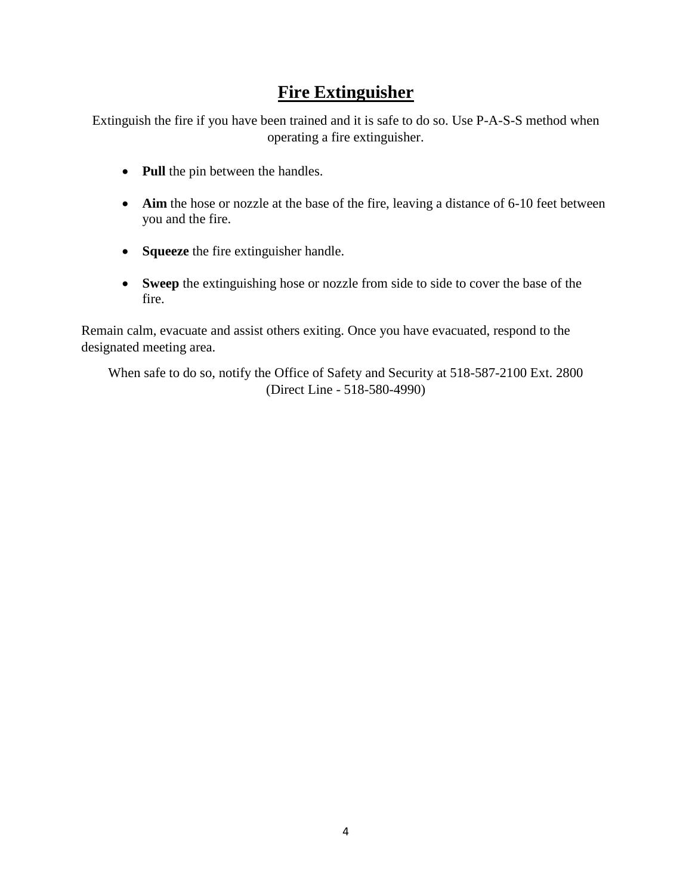# Fire Extinguisher

Extinguish the fire if you have been trained and it is safe to do so. Use P-A-S-S method when operating a fire extinguisher.

- **Pull** the pin between the handles.
- **Aim** the hose or nozzle at the base of the fire, leaving a distance of 6-10 feet between you and the fire.
- **Squeeze** the fire extinguisher handle.
- **Sweep** the extinguishing hose or nozzle from side to side to cover the base of the fire.

Remain calm, evacuate and assist others exiting. Once you have evacuated, respond to the designated meeting area.

When safe to do so, notify the Office of Safety and Security at 518-587-2100 Ext. 2800 (Direct Line - 518-580-4990)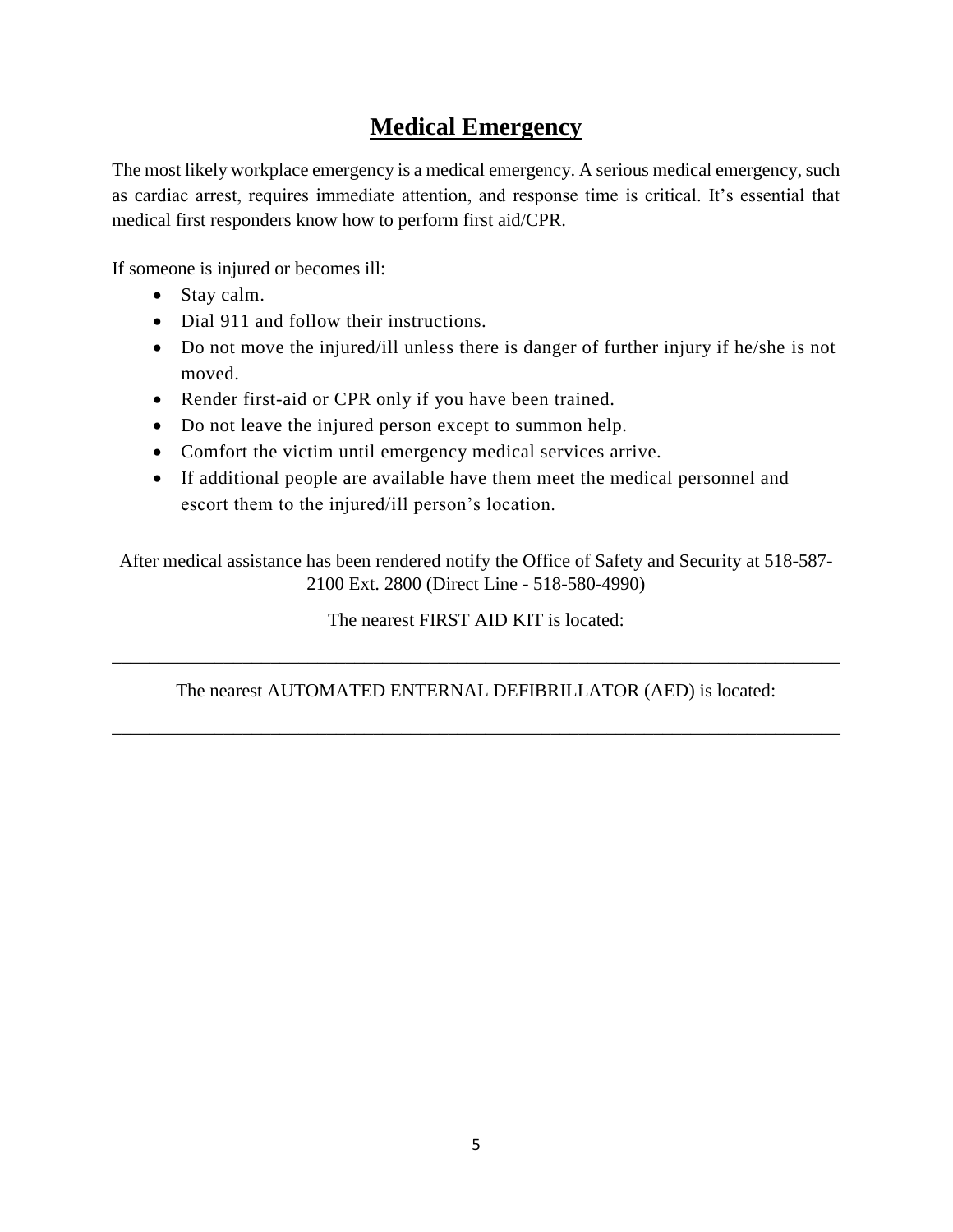# **Medical Emergency**

The most likely workplace emergency is a medical emergency. A serious medical emergency, such as cardiac arrest, requires immediate attention, and response time is critical. It's essential that medical first responders know how to perform first aid/CPR.

If someone is injured or becomes ill:

- Stay calm.
- Dial 911 and follow their instructions.
- Do not move the injured/ill unless there is danger of further injury if he/she is not moved.
- Render first-aid or CPR only if you have been trained.
- Do not leave the injured person except to summon help.
- Comfort the victim until emergency medical services arrive.
- If additional people are available have them meet the medical personnel and escort them to the injured/ill person's location.

After medical assistance has been rendered notify the Office of Safety and Security at 518-587-2100 Ext. 2800 (Direct Line - 518-580-4990)

The nearest FIRST AID KIT is located:

______________________________________________________________________________

The nearest AUTOMATED ENTERNAL DEFIBRILLATOR (AED) is located:

______________________________________________________________________________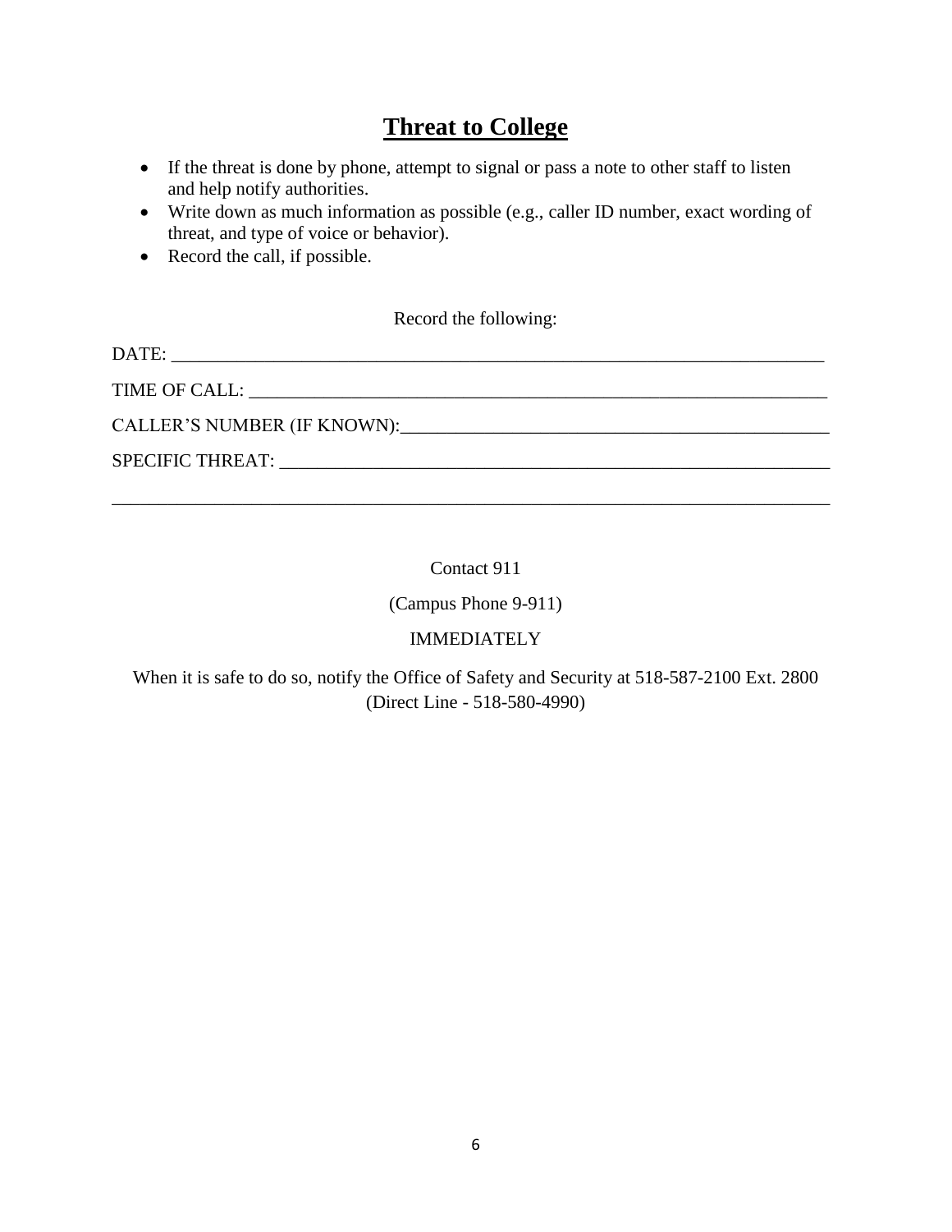# Threat to College

- If the threat is done by phone, attempt to signal or pass a note to other staff to listen and help notify authorities.
- Write down as much information as possible (e.g., caller ID number, exact wording of threat, and type of voice or behavior).
- Record the call, if possible.

Record the following:

DATE: ___________________________________________________________________________

TIME OF CALL: ____________________________________________________________________

CALLER'S NUMBER (IF KNOWN):______________________________________________

SPECIFIC THREAT: _________________________________________________________________

_________________________________________________________________________________

Contact 911

(Campus Phone 9-911)

IMMEDIATELY

When it is safe to do so, notify the Office of Safety and Security at 518-587-2100 Ext. 2800 (Direct Line - 518-580-4990)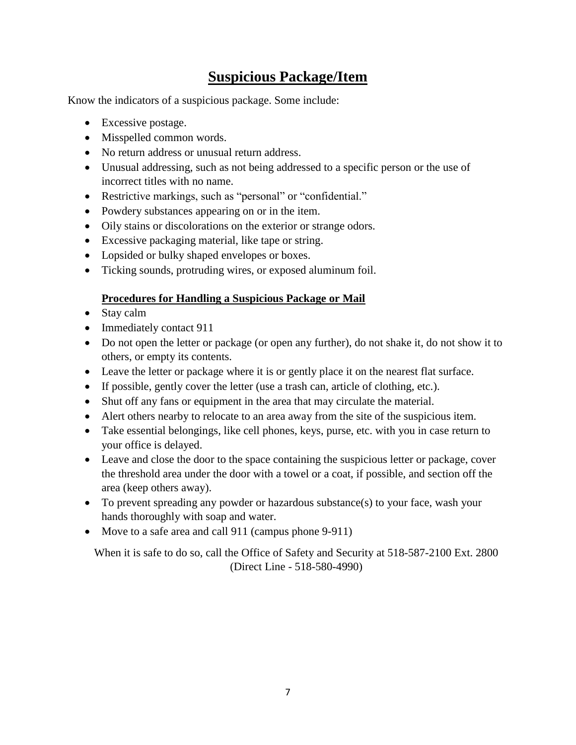# Suspicious Package/Item

Know the indicators of a suspicious package. Some include:

- Excessive postage.
- Misspelled common words.
- No return address or unusual return address.
- Unusual addressing, such as not being addressed to a specific person or the use of incorrect titles with no name.
- Restrictive markings, such as "personal" or "confidential."
- Powdery substances appearing on or in the item.
- Oily stains or discolorations on the exterior or strange odors.
- Excessive packaging material, like tape or string.
- Lopsided or bulky shaped envelopes or boxes.
- Ticking sounds, protruding wires, or exposed aluminum foil.

## Procedures for Handling a Suspicious Package or Mail

- Stay calm
- Immediately contact 911
- Do not open the letter or package (or open any further), do not shake it, do not show it to others, or empty its contents.
- Leave the letter or package where it is or gently place it on the nearest flat surface.
- If possible, gently cover the letter (use a trash can, article of clothing, etc.).
- Shut off any fans or equipment in the area that may circulate the material.
- Alert others nearby to relocate to an area away from the site of the suspicious item.
- Take essential belongings, like cell phones, keys, purse, etc. with you in case return to your office is delayed.
- Leave and close the door to the space containing the suspicious letter or package, cover the threshold area under the door with a towel or a coat, if possible, and section off the area (keep others away).
- To prevent spreading any powder or hazardous substance(s) to your face, wash your hands thoroughly with soap and water.
- Move to a safe area and call 911 (campus phone 9-911)

When it is safe to do so, call the Office of Safety and Security at 518-587-2100 Ext. 2800 (Direct Line - 518-580-4990)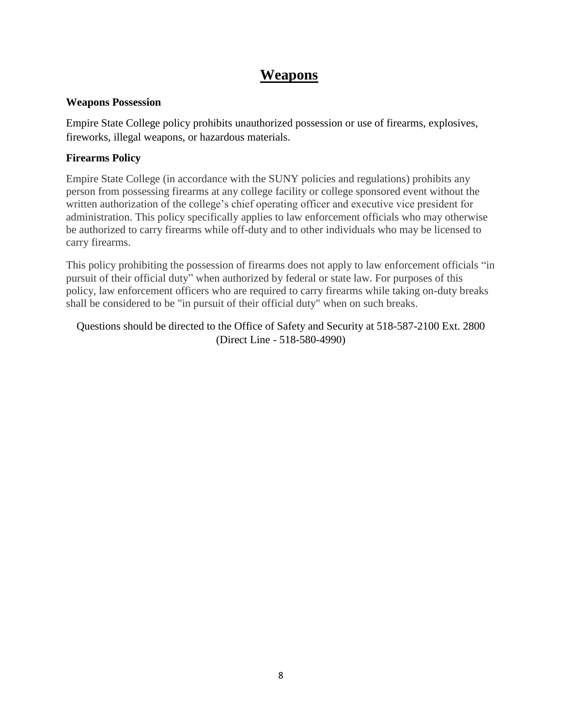# Weapons

### Weapons Possession

Empire State College policy prohibits unauthorized possession or use of firearms, explosives, fireworks, illegal weapons, or hazardous materials.

### Firearms Policy

Empire State College (in accordance with the SUNY policies and regulations) prohibits any person from possessing firearms at any college facility or college sponsored event without the written authorization of the college's chief operating officer and executive vice president for administration. This policy specifically applies to law enforcement officials who may otherwise be authorized to carry firearms while off-duty and to other individuals who may be licensed to carry firearms.

This policy prohibiting the possession of firearms does not apply to law enforcement officials "in pursuit of their official duty" when authorized by federal or state law. For purposes of this policy, law enforcement officers who are required to carry firearms while taking on-duty breaks shall be considered to be "in pursuit of their official duty" when on such breaks.

Questions should be directed to the Office of Safety and Security at 518-587-2100 Ext. 2800 (Direct Line - 518-580-4990)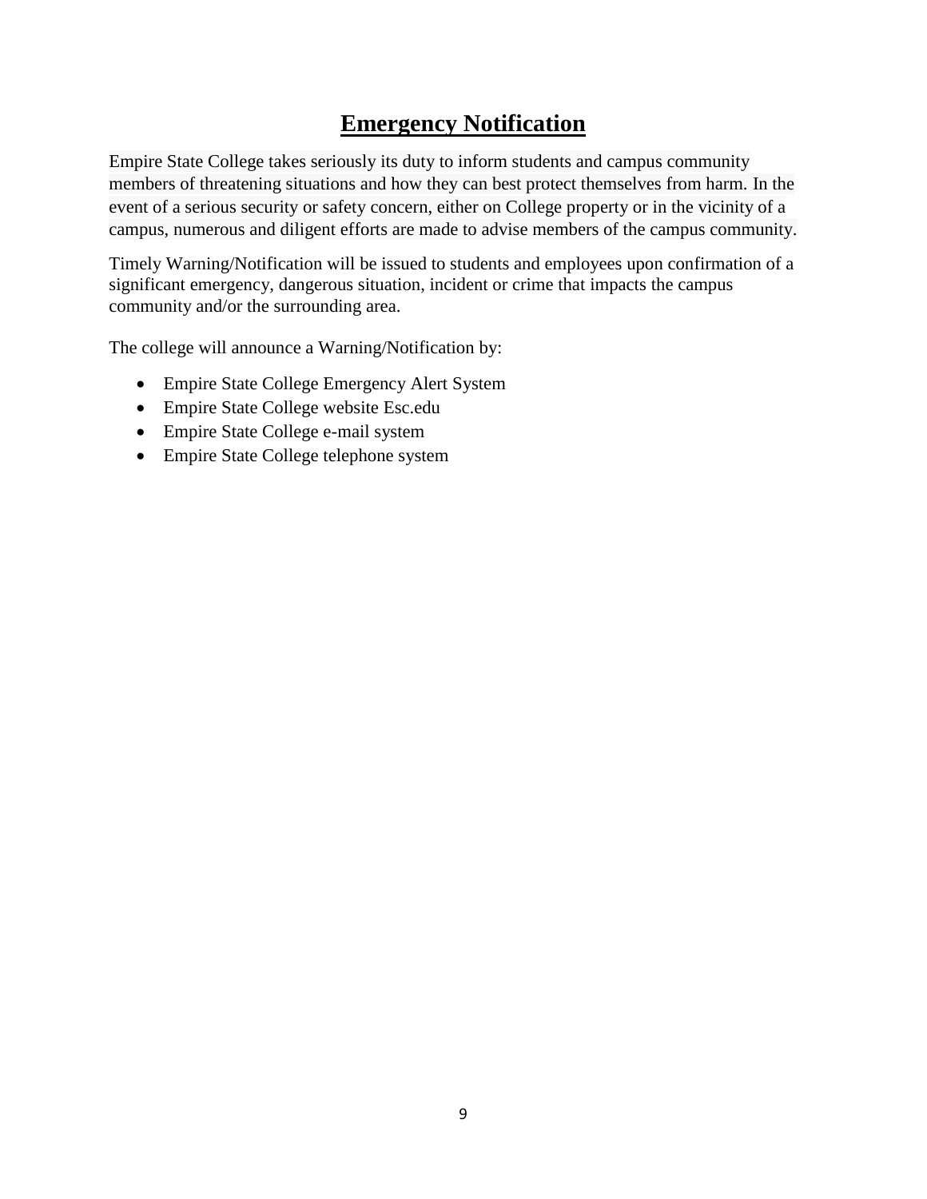# Emergency Notification

Empire State College takes seriously its duty to inform students and campus community members of threatening situations and how they can best protect themselves from harm. In the event of a serious security or safety concern, either on College property or in the vicinity of a campus, numerous and diligent efforts are made to advise members of the campus community.

Timely Warning/Notification will be issued to students and employees upon confirmation of a significant emergency, dangerous situation, incident or crime that impacts the campus community and/or the surrounding area.

The college will announce a Warning/Notification by:

- Empire State College Emergency Alert System
- Empire State College website Esc.edu
- Empire State College e-mail system
- Empire State College telephone system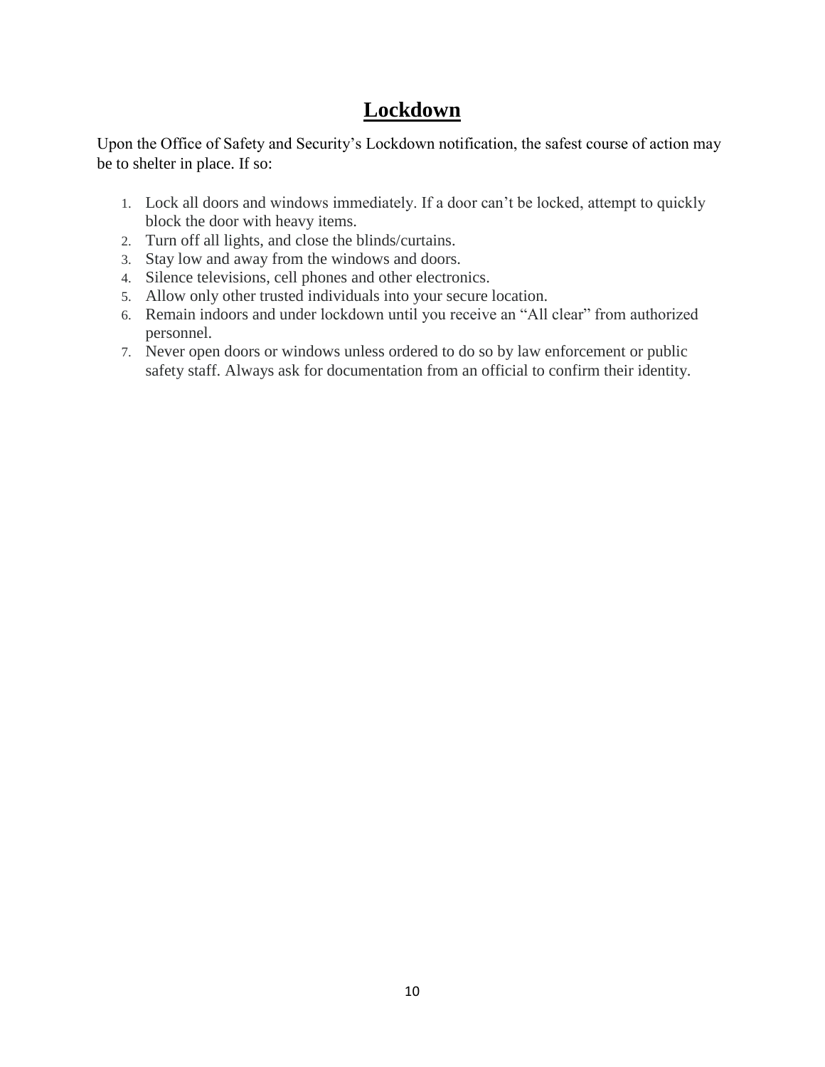# Lockdown

Upon the Office of Safety and Security's Lockdown notification, the safest course of action may be to shelter in place. If so:

1. Lock all doors and windows immediately. If a door can't be locked, attempt to quickly block the door with heavy items.
2. Turn off all lights, and close the blinds/curtains.
3. Stay low and away from the windows and doors.
4. Silence televisions, cell phones and other electronics.
5. Allow only other trusted individuals into your secure location.
6. Remain indoors and under lockdown until you receive an "All clear" from authorized personnel.
7. Never open doors or windows unless ordered to do so by law enforcement or public safety staff. Always ask for documentation from an official to confirm their identity.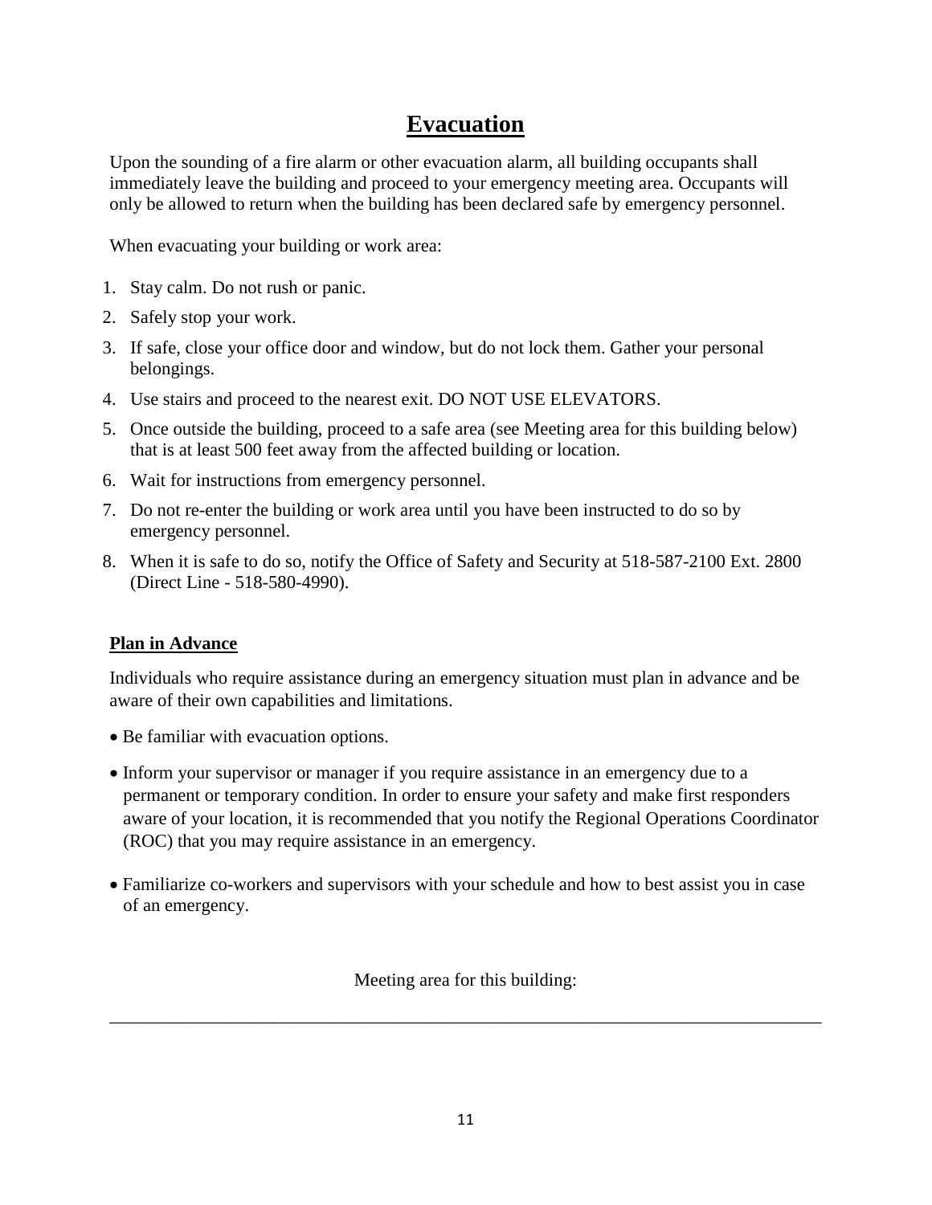# Evacuation

Upon the sounding of a fire alarm or other evacuation alarm, all building occupants shall immediately leave the building and proceed to your emergency meeting area. Occupants will only be allowed to return when the building has been declared safe by emergency personnel.

When evacuating your building or work area:

1. Stay calm. Do not rush or panic.
2. Safely stop your work.
3. If safe, close your office door and window, but do not lock them. Gather your personal belongings.
4. Use stairs and proceed to the nearest exit. DO NOT USE ELEVATORS.
5. Once outside the building, proceed to a safe area (see Meeting area for this building below) that is at least 500 feet away from the affected building or location.
6. Wait for instructions from emergency personnel.
7. Do not re-enter the building or work area until you have been instructed to do so by emergency personnel.
8. When it is safe to do so, notify the Office of Safety and Security at 518-587-2100 Ext. 2800 (Direct Line - 518-580-4990).

## Plan in Advance

Individuals who require assistance during an emergency situation must plan in advance and be aware of their own capabilities and limitations.

- Be familiar with evacuation options.
- Inform your supervisor or manager if you require assistance in an emergency due to a permanent or temporary condition. In order to ensure your safety and make first responders aware of your location, it is recommended that you notify the Regional Operations Coordinator (ROC) that you may require assistance in an emergency.
- Familiarize co-workers and supervisors with your schedule and how to best assist you in case of an emergency.

Meeting area for this building:

________________________________________________________________________________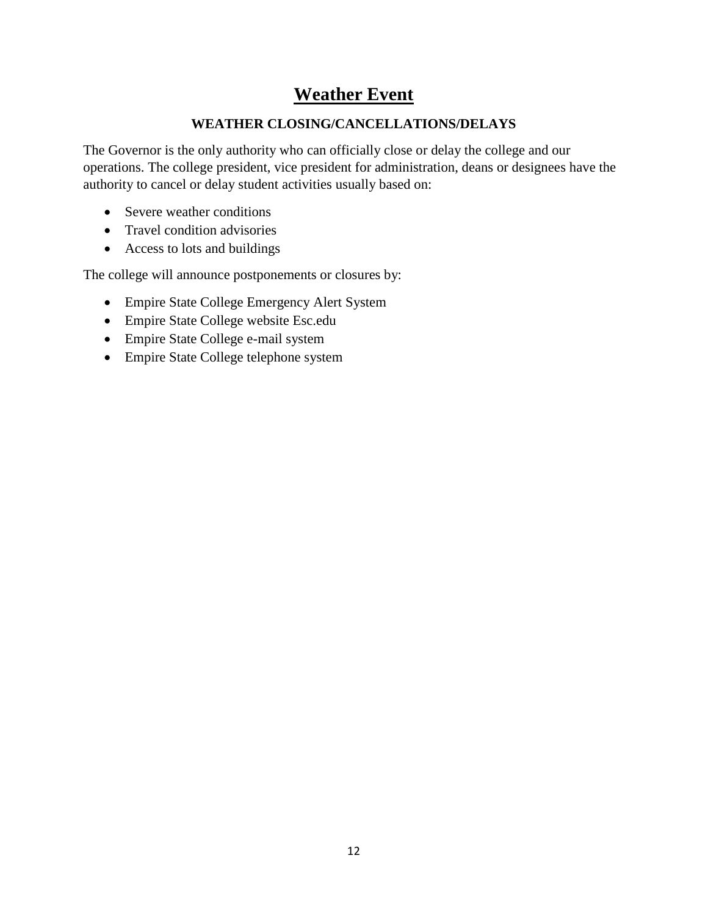# Weather Event

### WEATHER CLOSING/CANCELLATIONS/DELAYS

The Governor is the only authority who can officially close or delay the college and our operations. The college president, vice president for administration, deans or designees have the authority to cancel or delay student activities usually based on:

- Severe weather conditions
- Travel condition advisories
- Access to lots and buildings

The college will announce postponements or closures by:

- Empire State College Emergency Alert System
- Empire State College website Esc.edu
- Empire State College e-mail system
- Empire State College telephone system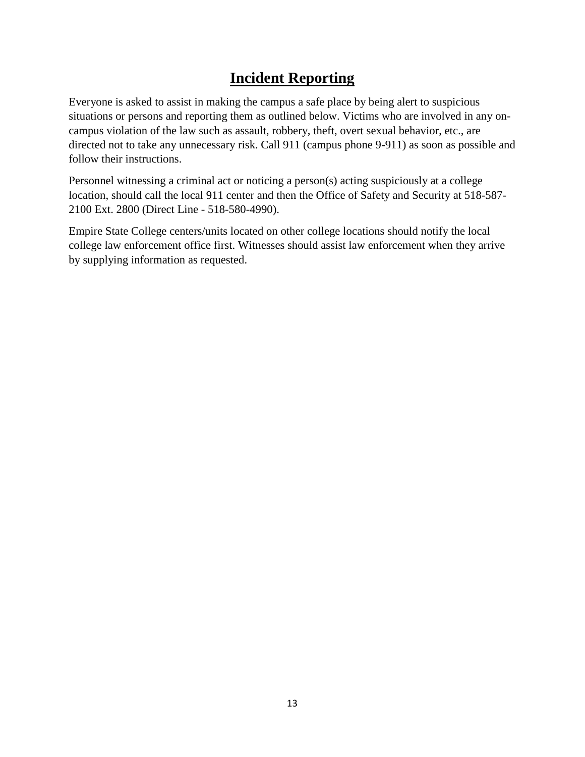# Incident Reporting

Everyone is asked to assist in making the campus a safe place by being alert to suspicious situations or persons and reporting them as outlined below. Victims who are involved in any on-campus violation of the law such as assault, robbery, theft, overt sexual behavior, etc., are directed not to take any unnecessary risk. Call 911 (campus phone 9-911) as soon as possible and follow their instructions.

Personnel witnessing a criminal act or noticing a person(s) acting suspiciously at a college location, should call the local 911 center and then the Office of Safety and Security at 518-587-2100 Ext. 2800 (Direct Line - 518-580-4990).

Empire State College centers/units located on other college locations should notify the local college law enforcement office first. Witnesses should assist law enforcement when they arrive by supplying information as requested.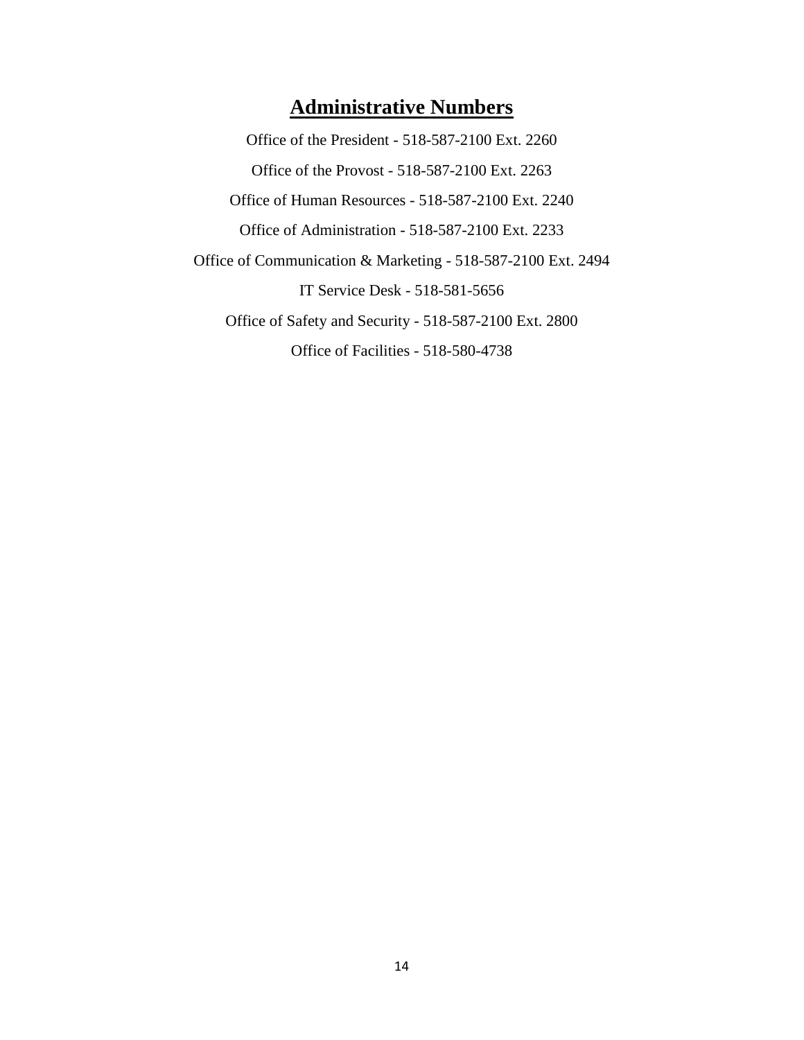# Administrative Numbers

Office of the President - 518-587-2100 Ext. 2260

Office of the Provost - 518-587-2100 Ext. 2263

Office of Human Resources - 518-587-2100 Ext. 2240

Office of Administration - 518-587-2100 Ext. 2233

Office of Communication & Marketing - 518-587-2100 Ext. 2494

IT Service Desk - 518-581-5656

Office of Safety and Security - 518-587-2100 Ext. 2800

Office of Facilities - 518-580-4738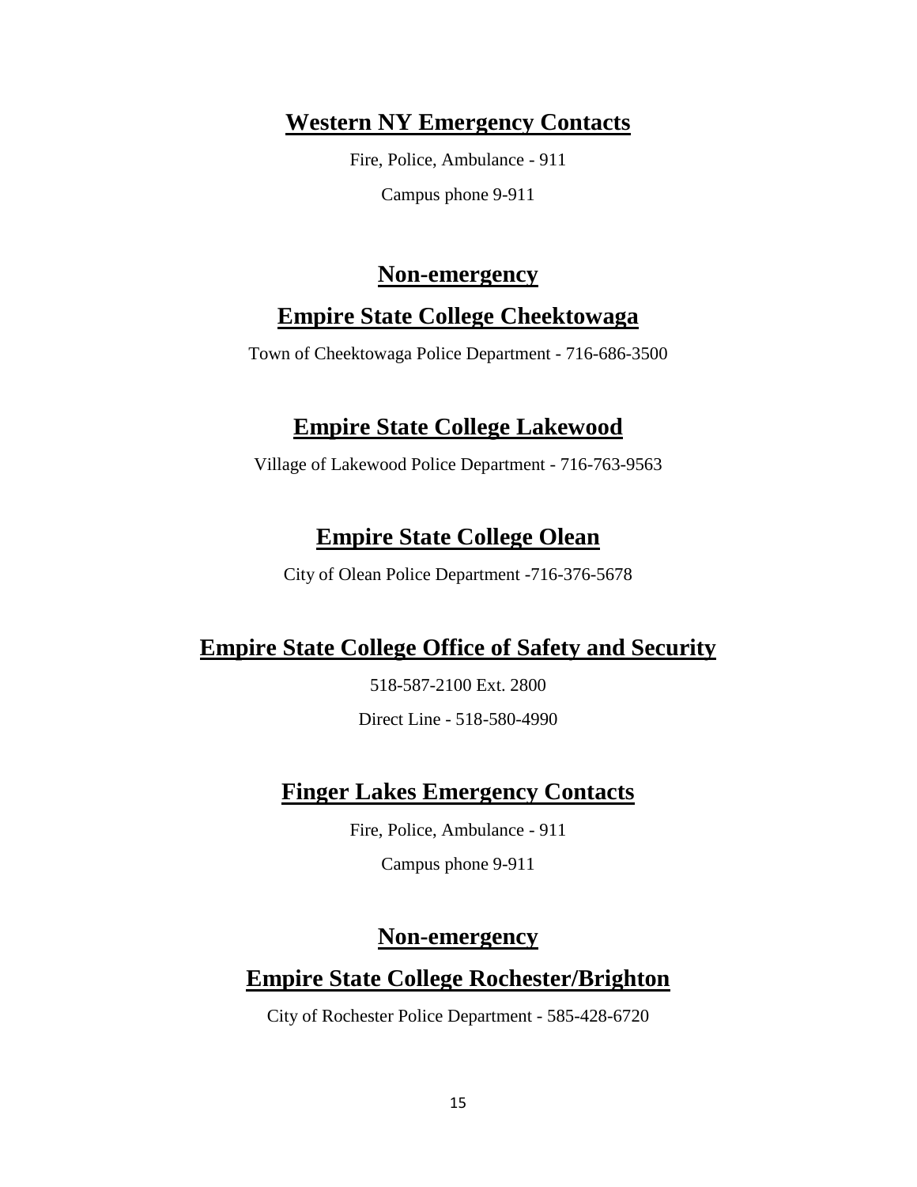## Western NY Emergency Contacts

Fire, Police, Ambulance - 911

Campus phone 9-911

## Non-emergency

## Empire State College Cheektowaga

Town of Cheektowaga Police Department - 716-686-3500

## Empire State College Lakewood

Village of Lakewood Police Department - 716-763-9563

## Empire State College Olean

City of Olean Police Department -716-376-5678

## Empire State College Office of Safety and Security

518-587-2100 Ext. 2800

Direct Line - 518-580-4990

## Finger Lakes Emergency Contacts

Fire, Police, Ambulance - 911

Campus phone 9-911

## Non-emergency

## Empire State College Rochester/Brighton

City of Rochester Police Department - 585-428-6720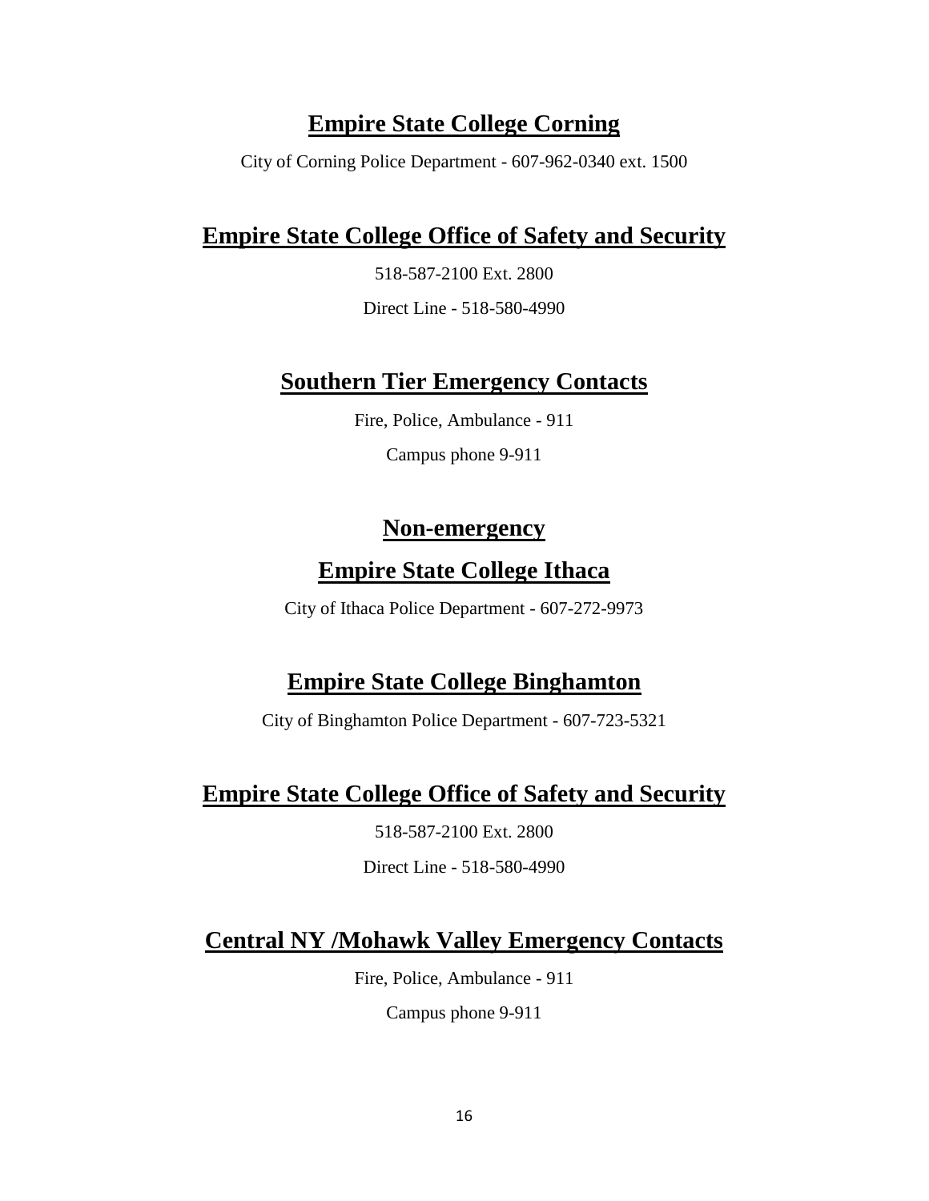## Empire State College Corning

City of Corning Police Department - 607-962-0340 ext. 1500

## Empire State College Office of Safety and Security

518-587-2100 Ext. 2800

Direct Line - 518-580-4990

## Southern Tier Emergency Contacts

Fire, Police, Ambulance - 911

Campus phone 9-911

## Non-emergency

## Empire State College Ithaca

City of Ithaca Police Department - 607-272-9973

## Empire State College Binghamton

City of Binghamton Police Department - 607-723-5321

## Empire State College Office of Safety and Security

518-587-2100 Ext. 2800

Direct Line - 518-580-4990

## Central NY /Mohawk Valley Emergency Contacts

Fire, Police, Ambulance - 911

Campus phone 9-911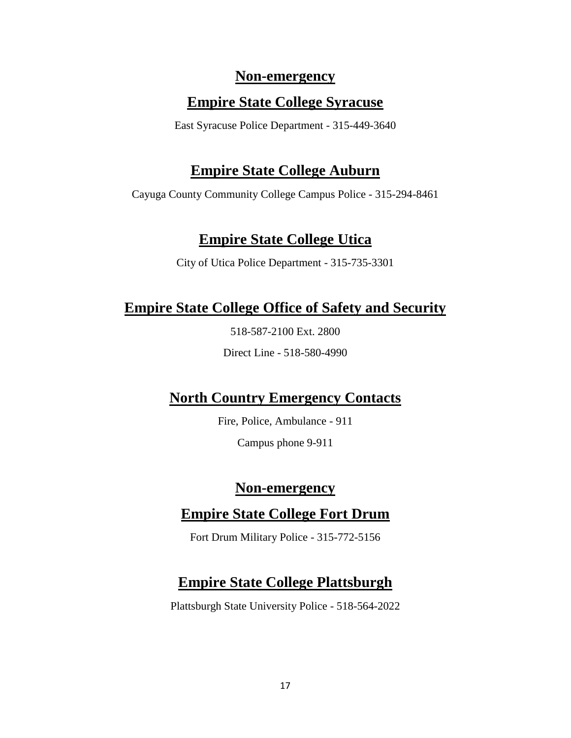## Non-emergency

### Empire State College Syracuse

East Syracuse Police Department - 315-449-3640

### Empire State College Auburn

Cayuga County Community College Campus Police - 315-294-8461

### Empire State College Utica

City of Utica Police Department - 315-735-3301

## Empire State College Office of Safety and Security

518-587-2100 Ext. 2800

Direct Line - 518-580-4990

## North Country Emergency Contacts

Fire, Police, Ambulance - 911

Campus phone 9-911

## Non-emergency

### Empire State College Fort Drum

Fort Drum Military Police - 315-772-5156

### Empire State College Plattsburgh

Plattsburgh State University Police - 518-564-2022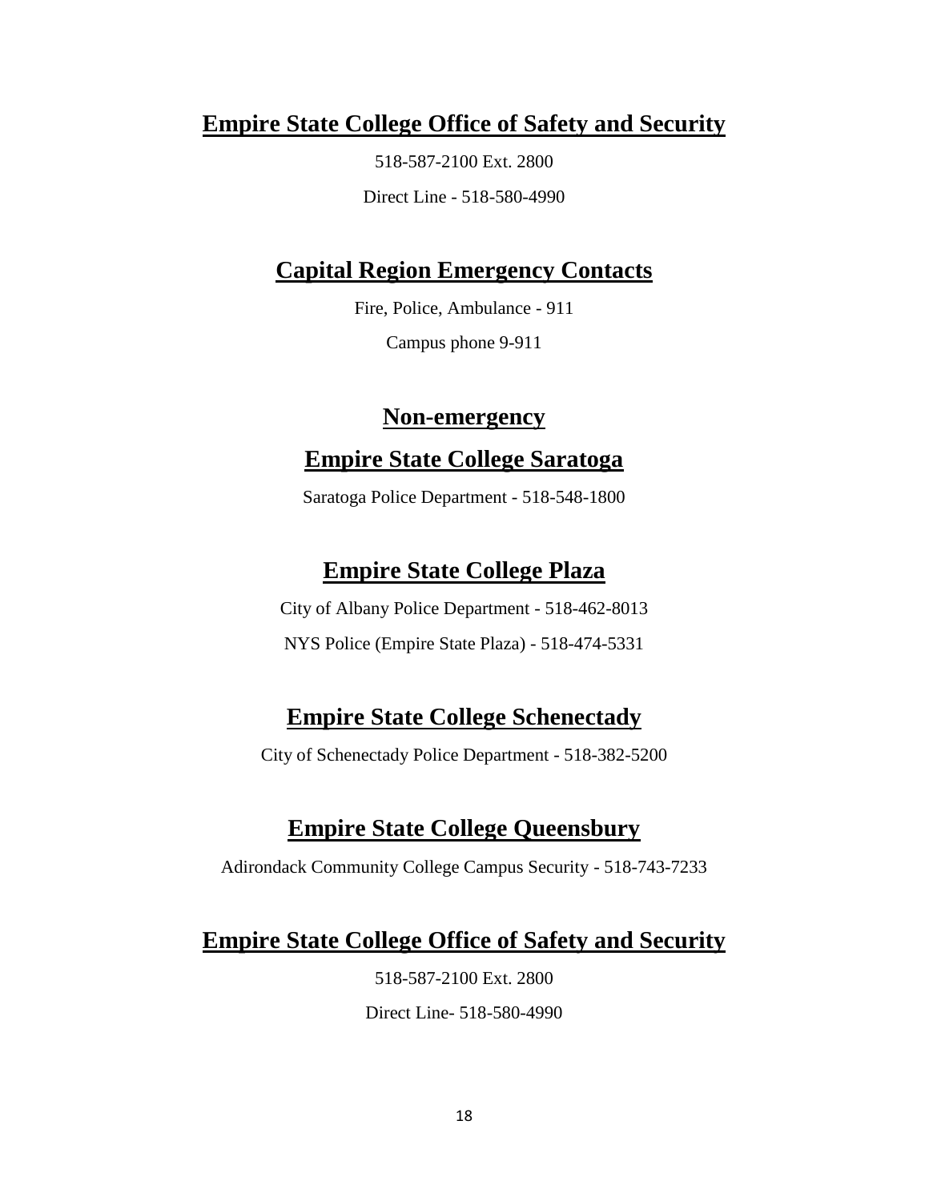## Empire State College Office of Safety and Security

518-587-2100 Ext. 2800

Direct Line - 518-580-4990

## Capital Region Emergency Contacts

Fire, Police, Ambulance - 911

Campus phone 9-911

## Non-emergency

## Empire State College Saratoga

Saratoga Police Department - 518-548-1800

## Empire State College Plaza

City of Albany Police Department - 518-462-8013

NYS Police (Empire State Plaza) - 518-474-5331

## Empire State College Schenectady

City of Schenectady Police Department - 518-382-5200

## Empire State College Queensbury

Adirondack Community College Campus Security - 518-743-7233

## Empire State College Office of Safety and Security

518-587-2100 Ext. 2800

Direct Line- 518-580-4990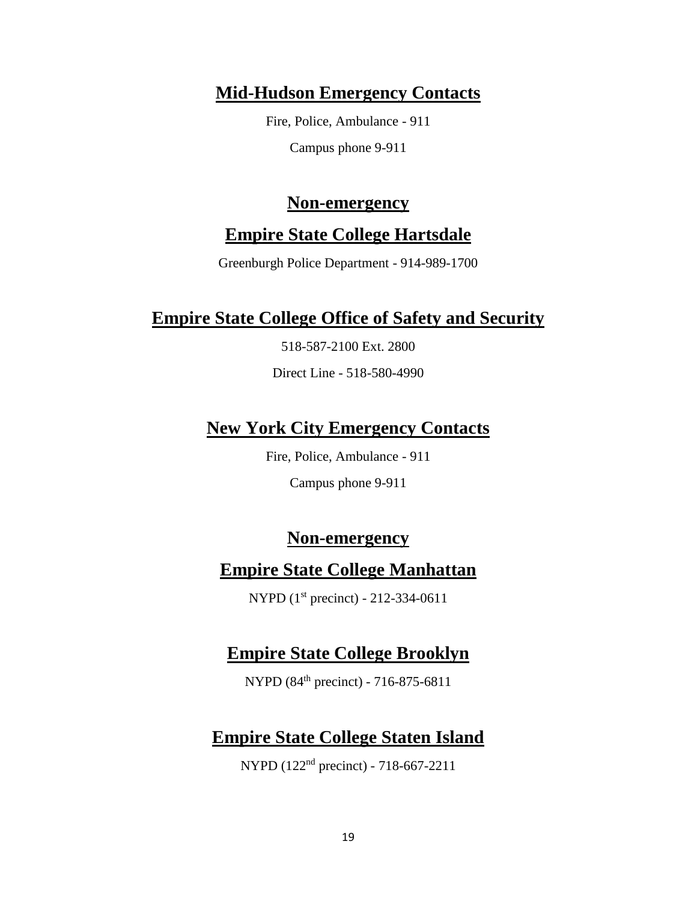## Mid-Hudson Emergency Contacts

Fire, Police, Ambulance - 911

Campus phone 9-911

## Non-emergency

## Empire State College Hartsdale

Greenburgh Police Department - 914-989-1700

## Empire State College Office of Safety and Security

518-587-2100 Ext. 2800

Direct Line - 518-580-4990

## New York City Emergency Contacts

Fire, Police, Ambulance - 911

Campus phone 9-911

## Non-emergency

## Empire State College Manhattan

NYPD (1st precinct) - 212-334-0611

## Empire State College Brooklyn

NYPD (84th precinct) - 716-875-6811

## Empire State College Staten Island

NYPD (122nd precinct) - 718-667-2211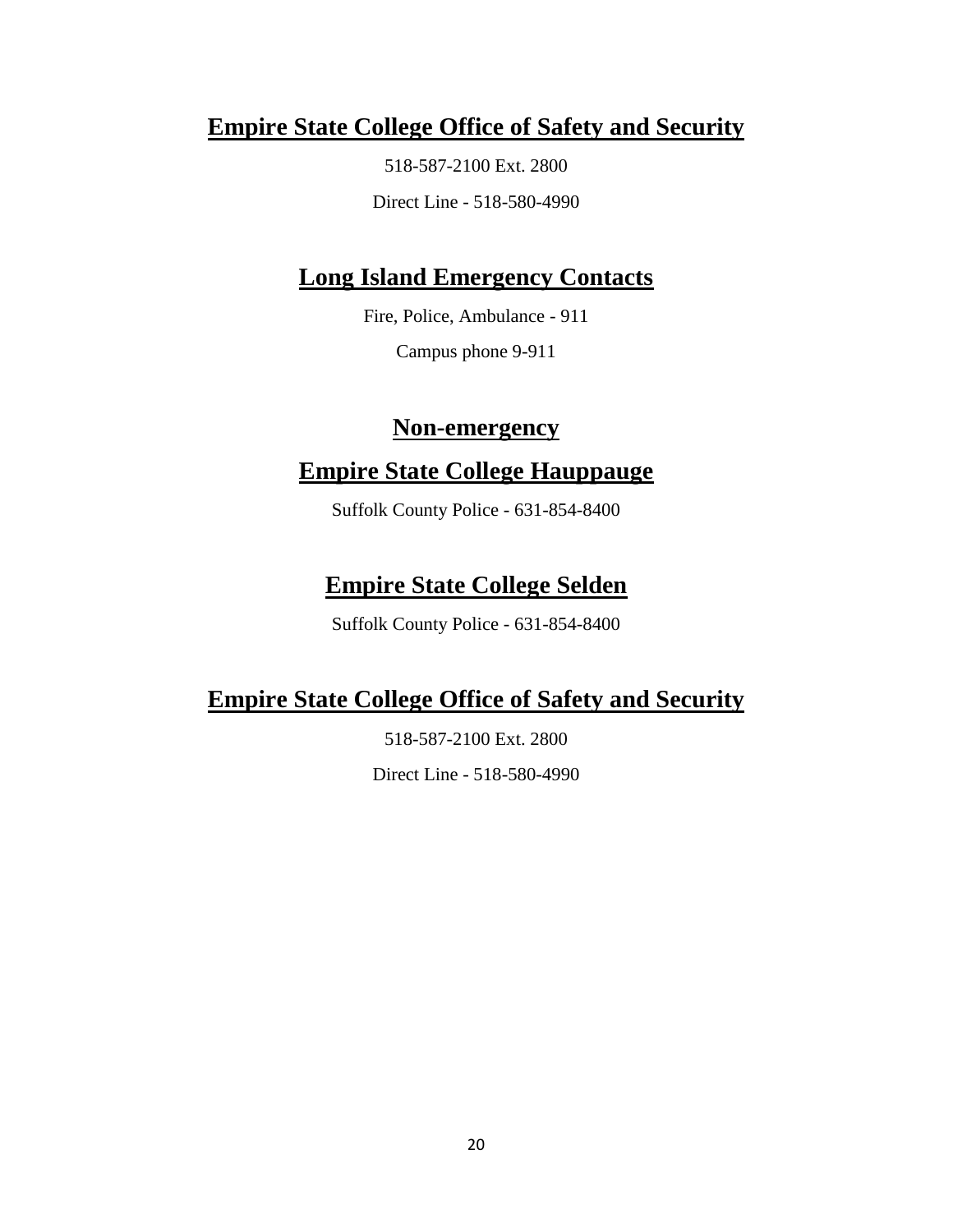## Empire State College Office of Safety and Security

518-587-2100 Ext. 2800

Direct Line - 518-580-4990

## Long Island Emergency Contacts

Fire, Police, Ambulance - 911

Campus phone 9-911

## Non-emergency

## Empire State College Hauppauge

Suffolk County Police - 631-854-8400

## Empire State College Selden

Suffolk County Police - 631-854-8400

## Empire State College Office of Safety and Security

518-587-2100 Ext. 2800

Direct Line - 518-580-4990